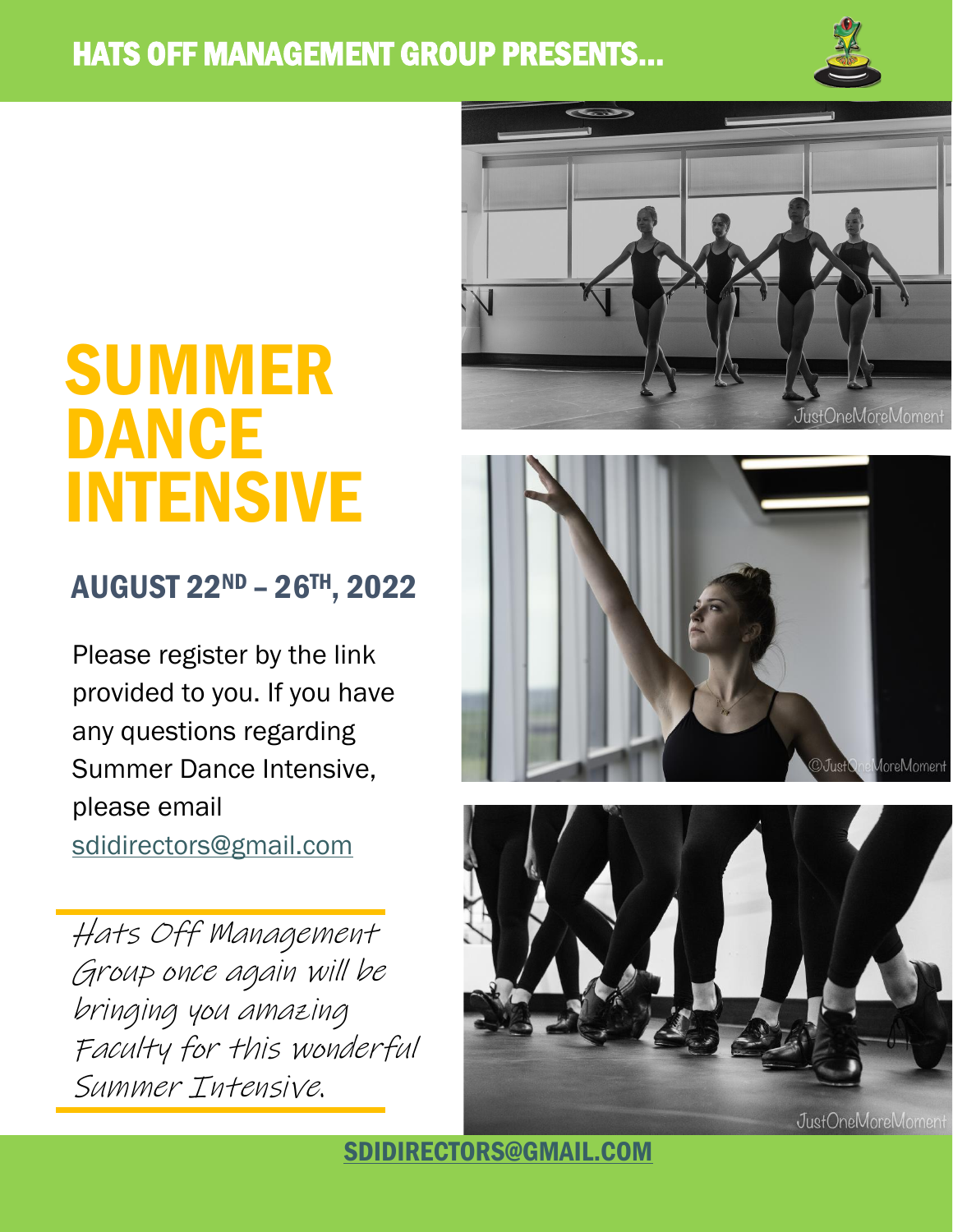HATS OFF MANAGEMENT GROUP PRESENTS...

# SUMMER DANCE INTENSIVE

## AUGUST 22ND – 26TH, 2022

Please register by the link provided to you. If you have any questions regarding Summer Dance Intensive, please email sdidirectors@gmail.com

*Hats Off Management Group once again will be bringing you amazing Faculty for this wonderful Summer Intensive.*

JustOneMoreMoment

©JustOneMoreMoment

JustOneMoreMoment

SDIDIRECTORS@GMAIL.COM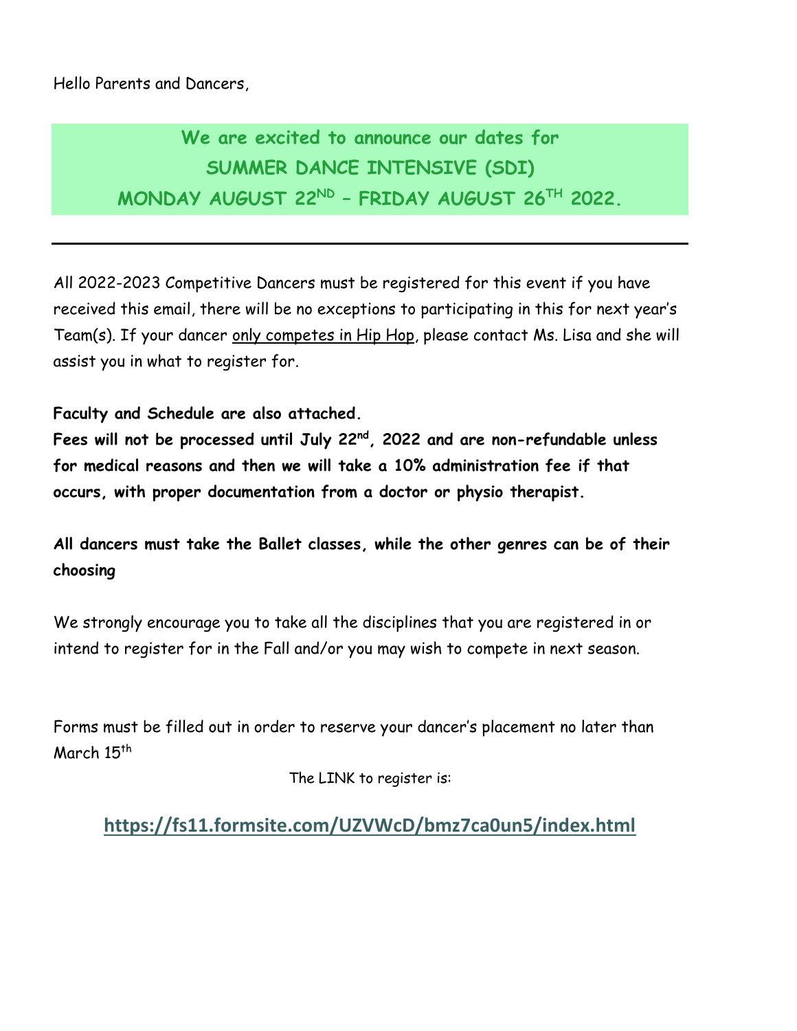Hello Parents and Dancers,

## We are excited to announce our dates for SUMMER DANCE INTENSIVE (SDI) MONDAY AUGUST 22ND – FRIDAY AUGUST 26TH 2022.

---

All 2022-2023 Competitive Dancers must be registered for this event if you have received this email, there will be no exceptions to participating in this for next year's Team(s). If your dancer only competes in Hip Hop, please contact Ms. Lisa and she will assist you in what to register for.

**Faculty and Schedule are also attached.**
**Fees will not be processed until July 22nd, 2022 and are non-refundable unless for medical reasons and then we will take a 10% administration fee if that occurs, with proper documentation from a doctor or physio therapist.**

**All dancers must take the Ballet classes, while the other genres can be of their choosing**

We strongly encourage you to take all the disciplines that you are registered in or intend to register for in the Fall and/or you may wish to compete in next season.

Forms must be filled out in order to reserve your dancer's placement no later than March 15th

The LINK to register is:

**https://fs11.formsite.com/UZVWcD/bmz7ca0un5/index.html**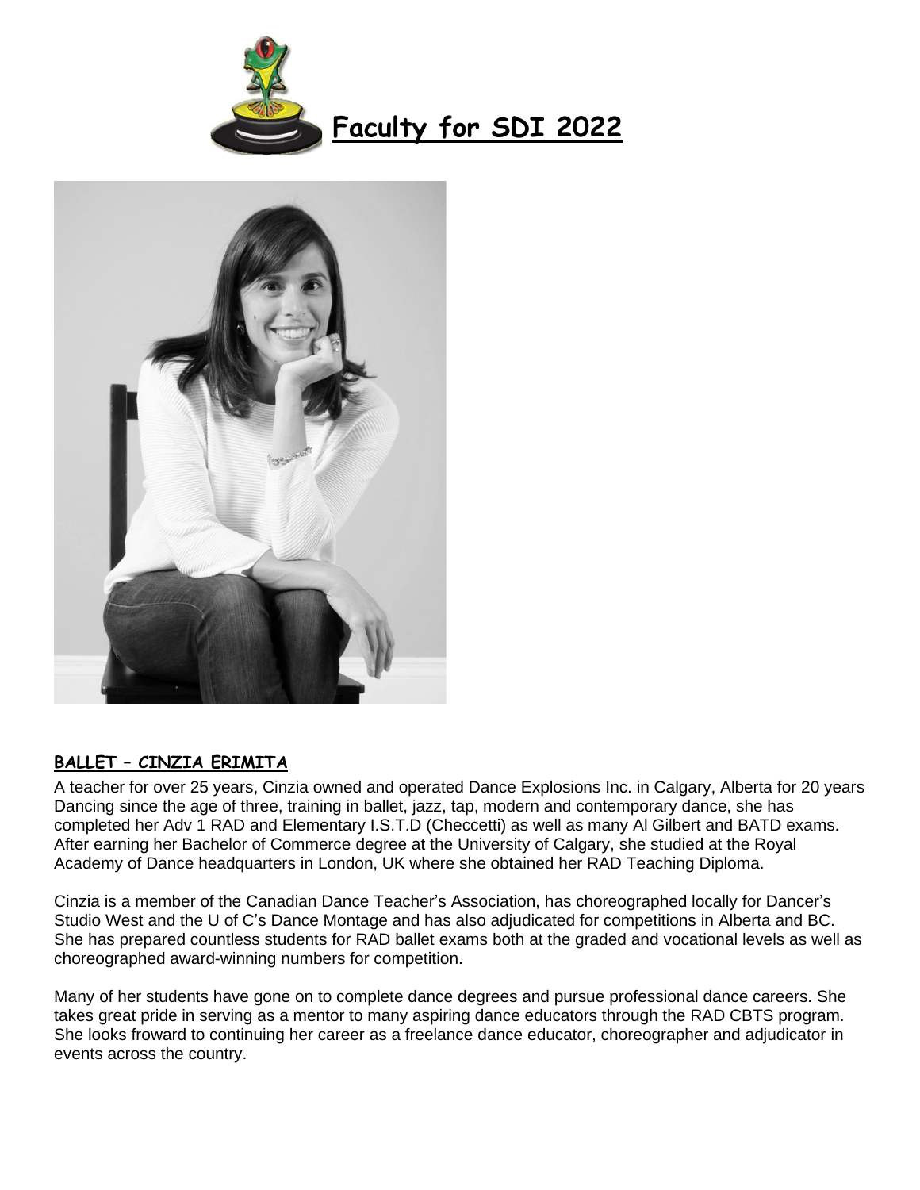# Faculty for SDI 2022

## BALLET – CINZIA ERIMITA

A teacher for over 25 years, Cinzia owned and operated Dance Explosions Inc. in Calgary, Alberta for 20 years Dancing since the age of three, training in ballet, jazz, tap, modern and contemporary dance, she has completed her Adv 1 RAD and Elementary I.S.T.D (Checcetti) as well as many Al Gilbert and BATD exams. After earning her Bachelor of Commerce degree at the University of Calgary, she studied at the Royal Academy of Dance headquarters in London, UK where she obtained her RAD Teaching Diploma.

Cinzia is a member of the Canadian Dance Teacher's Association, has choreographed locally for Dancer's Studio West and the U of C's Dance Montage and has also adjudicated for competitions in Alberta and BC. She has prepared countless students for RAD ballet exams both at the graded and vocational levels as well as choreographed award-winning numbers for competition.

Many of her students have gone on to complete dance degrees and pursue professional dance careers. She takes great pride in serving as a mentor to many aspiring dance educators through the RAD CBTS program. She looks froward to continuing her career as a freelance dance educator, choreographer and adjudicator in events across the country.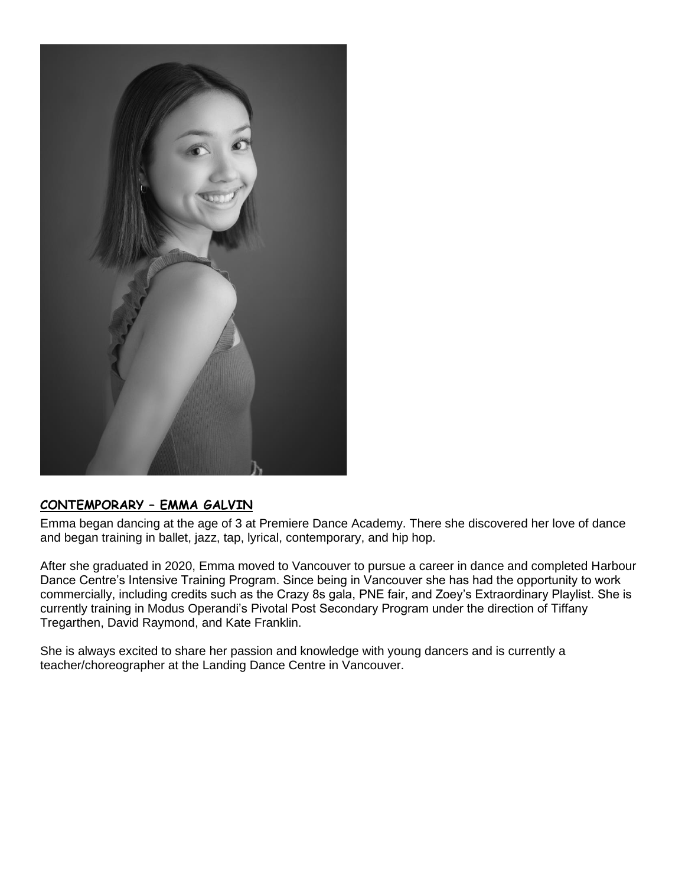## CONTEMPORARY – EMMA GALVIN

Emma began dancing at the age of 3 at Premiere Dance Academy. There she discovered her love of dance and began training in ballet, jazz, tap, lyrical, contemporary, and hip hop.

After she graduated in 2020, Emma moved to Vancouver to pursue a career in dance and completed Harbour Dance Centre's Intensive Training Program. Since being in Vancouver she has had the opportunity to work commercially, including credits such as the Crazy 8s gala, PNE fair, and Zoey's Extraordinary Playlist. She is currently training in Modus Operandi's Pivotal Post Secondary Program under the direction of Tiffany Tregarthen, David Raymond, and Kate Franklin.

She is always excited to share her passion and knowledge with young dancers and is currently a teacher/choreographer at the Landing Dance Centre in Vancouver.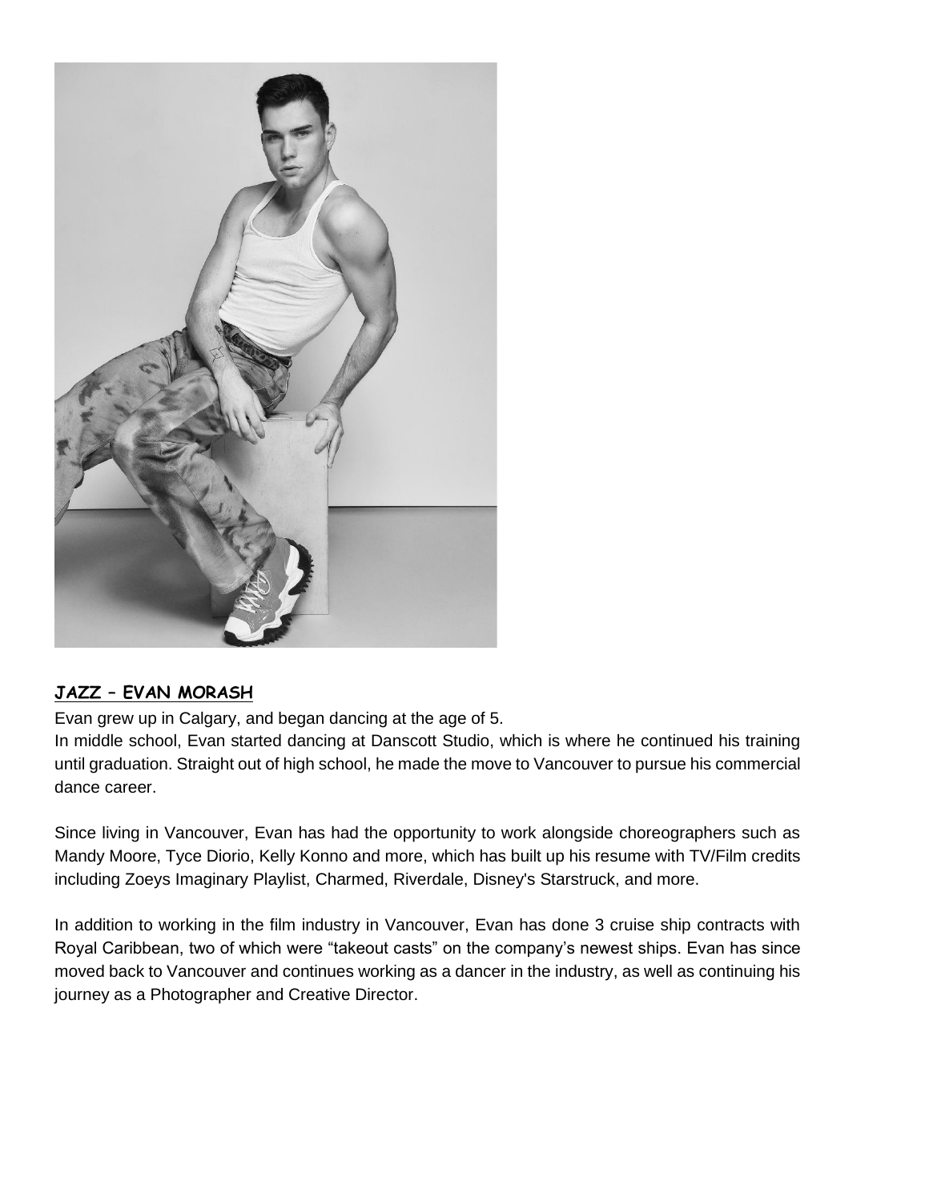## JAZZ – EVAN MORASH

Evan grew up in Calgary, and began dancing at the age of 5.
In middle school, Evan started dancing at Danscott Studio, which is where he continued his training until graduation. Straight out of high school, he made the move to Vancouver to pursue his commercial dance career.

Since living in Vancouver, Evan has had the opportunity to work alongside choreographers such as Mandy Moore, Tyce Diorio, Kelly Konno and more, which has built up his resume with TV/Film credits including Zoeys Imaginary Playlist, Charmed, Riverdale, Disney's Starstruck, and more.

In addition to working in the film industry in Vancouver, Evan has done 3 cruise ship contracts with Royal Caribbean, two of which were "takeout casts" on the company's newest ships. Evan has since moved back to Vancouver and continues working as a dancer in the industry, as well as continuing his journey as a Photographer and Creative Director.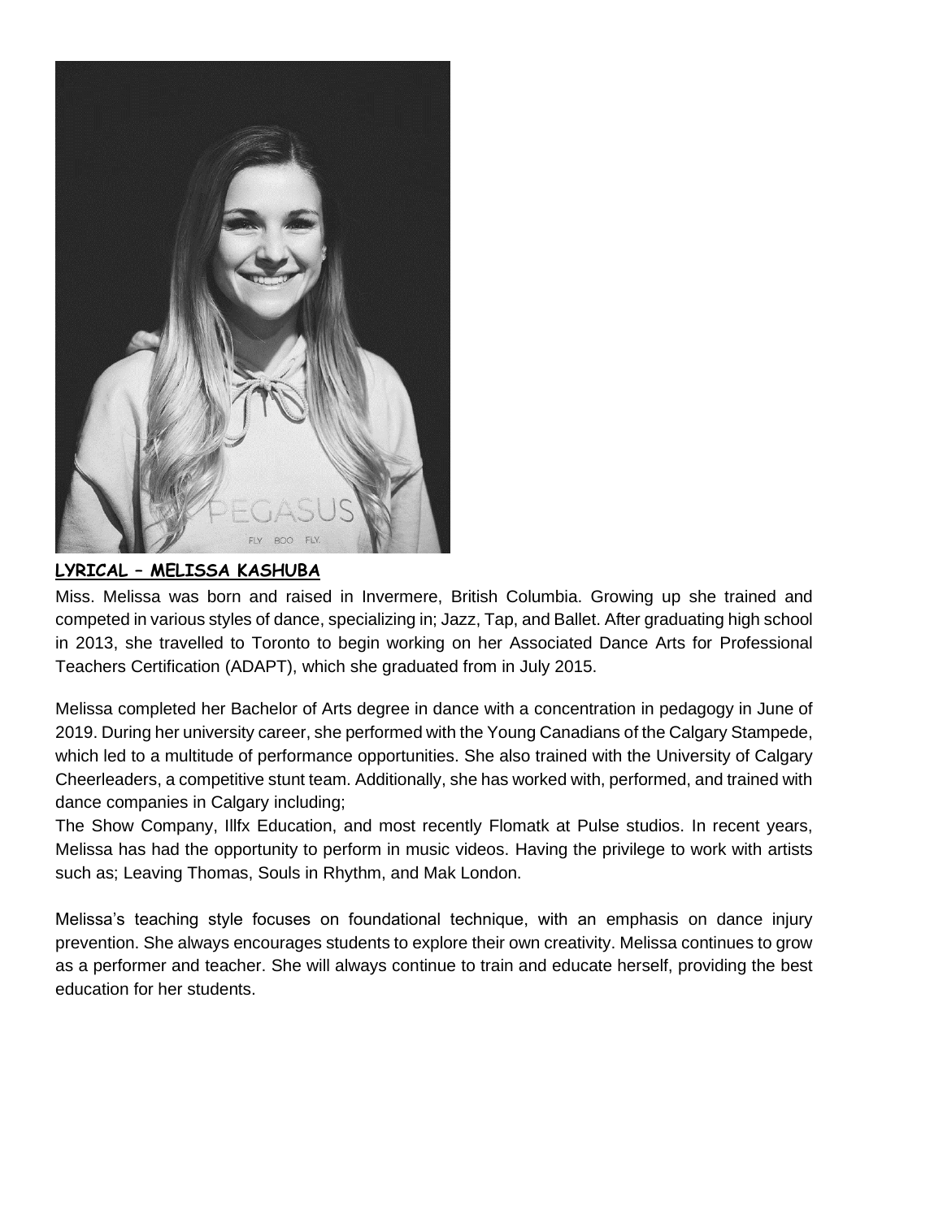## LYRICAL – MELISSA KASHUBA

Miss. Melissa was born and raised in Invermere, British Columbia. Growing up she trained and competed in various styles of dance, specializing in; Jazz, Tap, and Ballet. After graduating high school in 2013, she travelled to Toronto to begin working on her Associated Dance Arts for Professional Teachers Certification (ADAPT), which she graduated from in July 2015.

Melissa completed her Bachelor of Arts degree in dance with a concentration in pedagogy in June of 2019. During her university career, she performed with the Young Canadians of the Calgary Stampede, which led to a multitude of performance opportunities. She also trained with the University of Calgary Cheerleaders, a competitive stunt team. Additionally, she has worked with, performed, and trained with dance companies in Calgary including;
The Show Company, Illfx Education, and most recently Flomatk at Pulse studios. In recent years, Melissa has had the opportunity to perform in music videos. Having the privilege to work with artists such as; Leaving Thomas, Souls in Rhythm, and Mak London.

Melissa's teaching style focuses on foundational technique, with an emphasis on dance injury prevention. She always encourages students to explore their own creativity. Melissa continues to grow as a performer and teacher. She will always continue to train and educate herself, providing the best education for her students.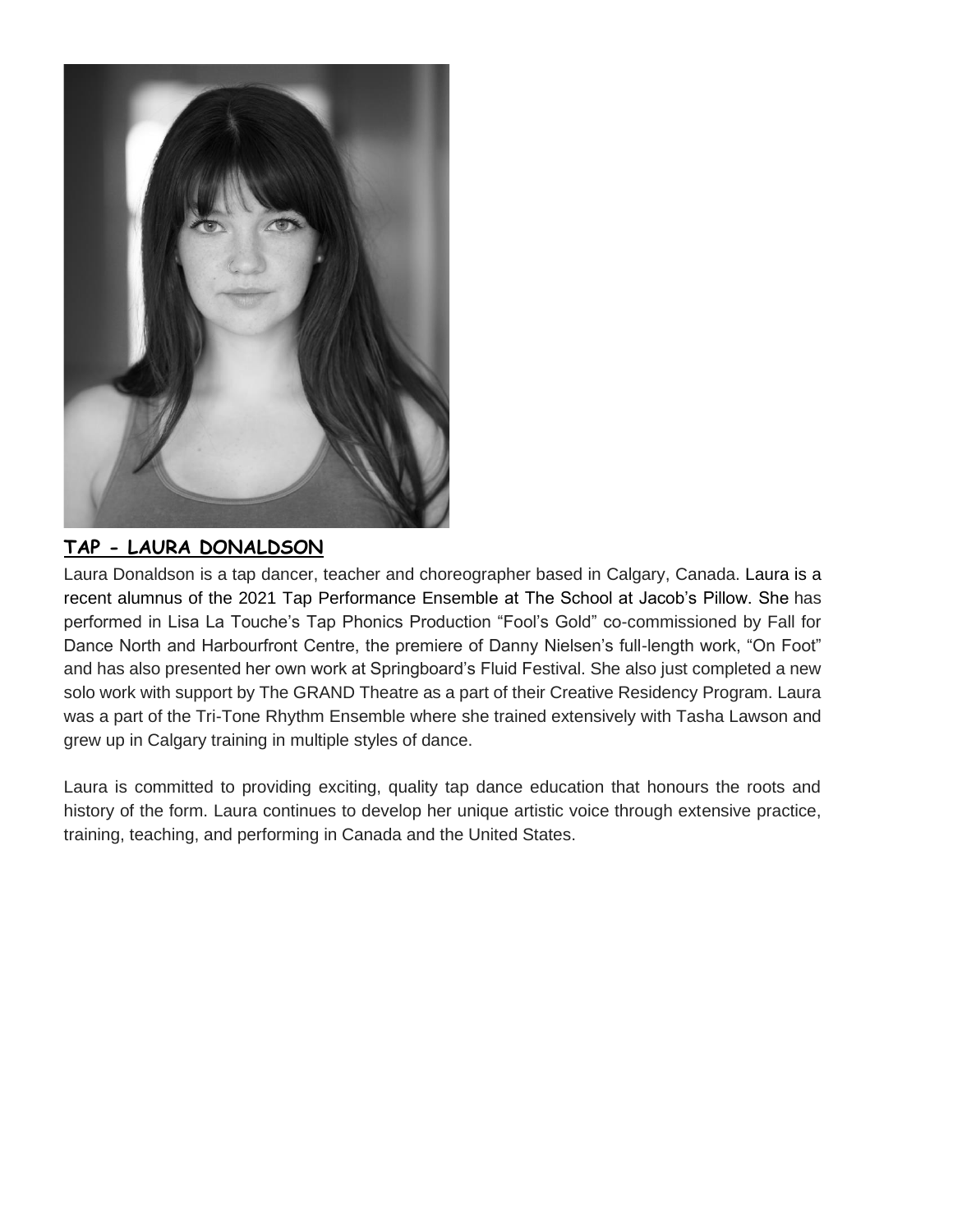## TAP - LAURA DONALDSON

Laura Donaldson is a tap dancer, teacher and choreographer based in Calgary, Canada. Laura is a recent alumnus of the 2021 Tap Performance Ensemble at The School at Jacob's Pillow. She has performed in Lisa La Touche's Tap Phonics Production "Fool's Gold" co-commissioned by Fall for Dance North and Harbourfront Centre, the premiere of Danny Nielsen's full-length work, "On Foot" and has also presented her own work at Springboard's Fluid Festival. She also just completed a new solo work with support by The GRAND Theatre as a part of their Creative Residency Program. Laura was a part of the Tri-Tone Rhythm Ensemble where she trained extensively with Tasha Lawson and grew up in Calgary training in multiple styles of dance.

Laura is committed to providing exciting, quality tap dance education that honours the roots and history of the form. Laura continues to develop her unique artistic voice through extensive practice, training, teaching, and performing in Canada and the United States.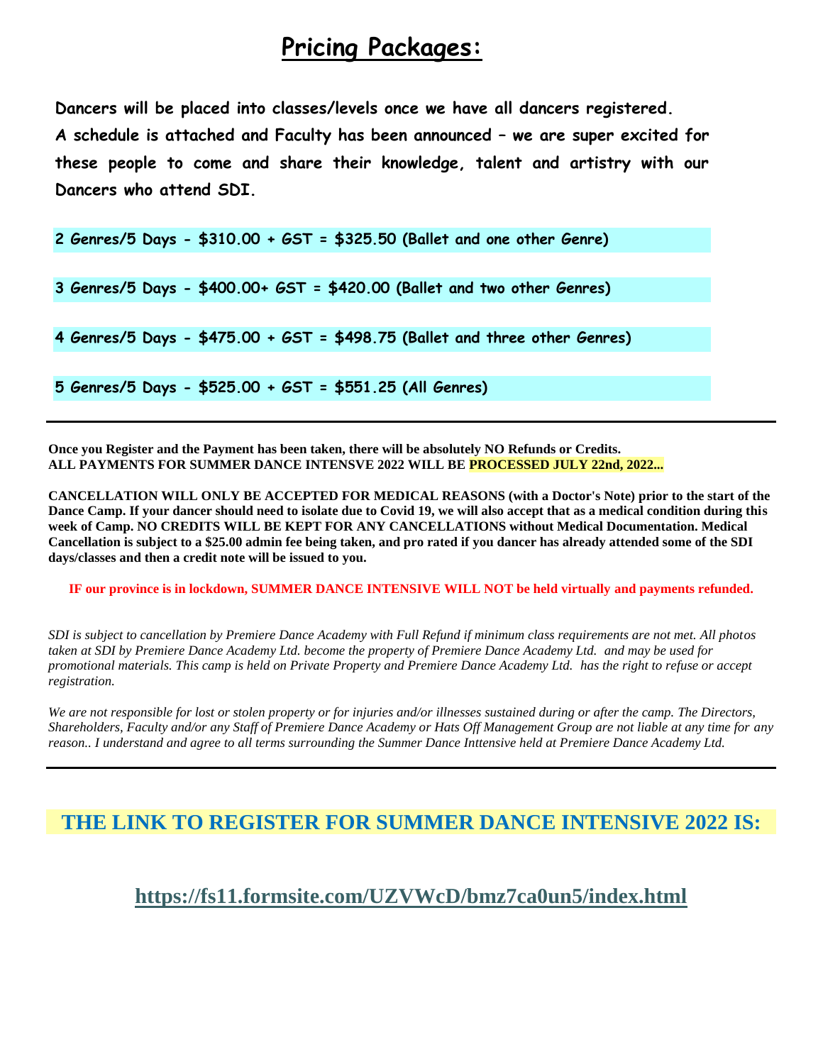# Pricing Packages:

**Dancers will be placed into classes/levels once we have all dancers registered.**
**A schedule is attached and Faculty has been announced – we are super excited for these people to come and share their knowledge, talent and artistry with our Dancers who attend SDI.**

**2 Genres/5 Days - $310.00 + GST = $325.50 (Ballet and one other Genre)**

**3 Genres/5 Days - $400.00+ GST = $420.00 (Ballet and two other Genres)**

**4 Genres/5 Days - $475.00 + GST = $498.75 (Ballet and three other Genres)**

**5 Genres/5 Days - $525.00 + GST = $551.25 (All Genres)**

---

**Once you Register and the Payment has been taken, there will be absolutely NO Refunds or Credits.**
**ALL PAYMENTS FOR SUMMER DANCE INTENSVE 2022 WILL BE PROCESSED JULY 22nd, 2022...**

**CANCELLATION WILL ONLY BE ACCEPTED FOR MEDICAL REASONS (with a Doctor's Note) prior to the start of the Dance Camp. If your dancer should need to isolate due to Covid 19, we will also accept that as a medical condition during this week of Camp. NO CREDITS WILL BE KEPT FOR ANY CANCELLATIONS without Medical Documentation. Medical Cancellation is subject to a $25.00 admin fee being taken, and pro rated if you dancer has already attended some of the SDI days/classes and then a credit note will be issued to you.**

**IF our province is in lockdown, SUMMER DANCE INTENSIVE WILL NOT be held virtually and payments refunded.**

*SDI is subject to cancellation by Premiere Dance Academy with Full Refund if minimum class requirements are not met. All photos taken at SDI by Premiere Dance Academy Ltd. become the property of Premiere Dance Academy Ltd. and may be used for promotional materials. This camp is held on Private Property and Premiere Dance Academy Ltd. has the right to refuse or accept registration.*

*We are not responsible for lost or stolen property or for injuries and/or illnesses sustained during or after the camp. The Directors, Shareholders, Faculty and/or any Staff of Premiere Dance Academy or Hats Off Management Group are not liable at any time for any reason.. I understand and agree to all terms surrounding the Summer Dance Inttensive held at Premiere Dance Academy Ltd.*

---

## THE LINK TO REGISTER FOR SUMMER DANCE INTENSIVE 2022 IS:

**https://fs11.formsite.com/UZVWcD/bmz7ca0un5/index.html**